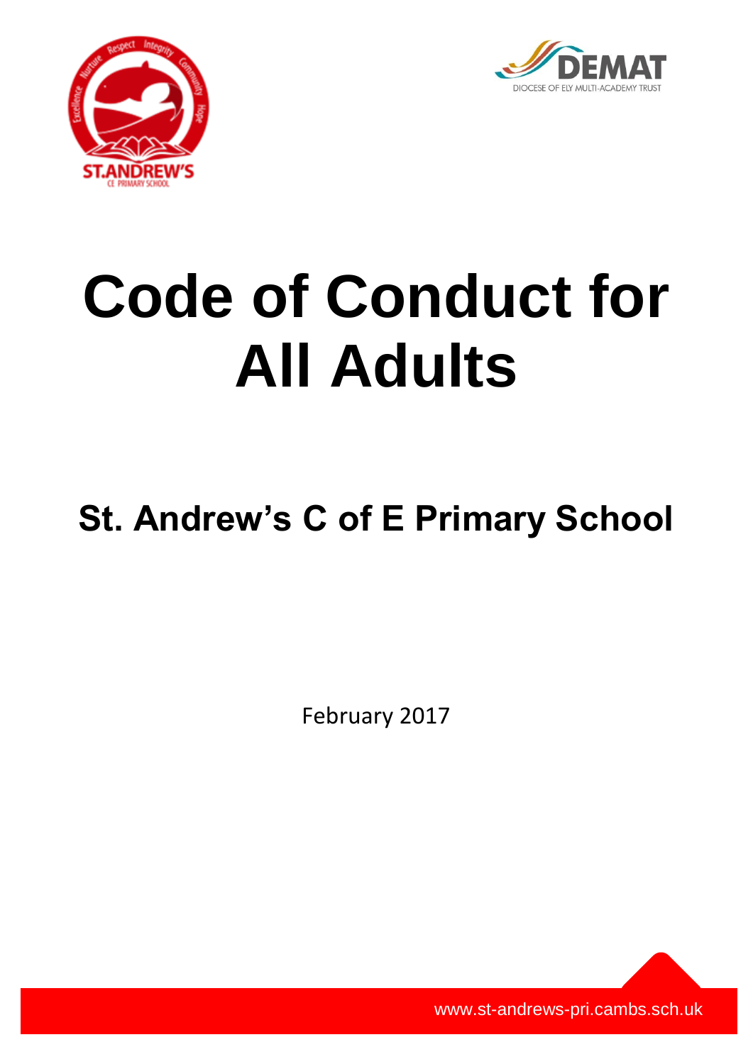# Code of Conduct for All Adults

## St. Andrew's C of E Primary School

February 2017

www.st-andrews-pri.cambs.sch.uk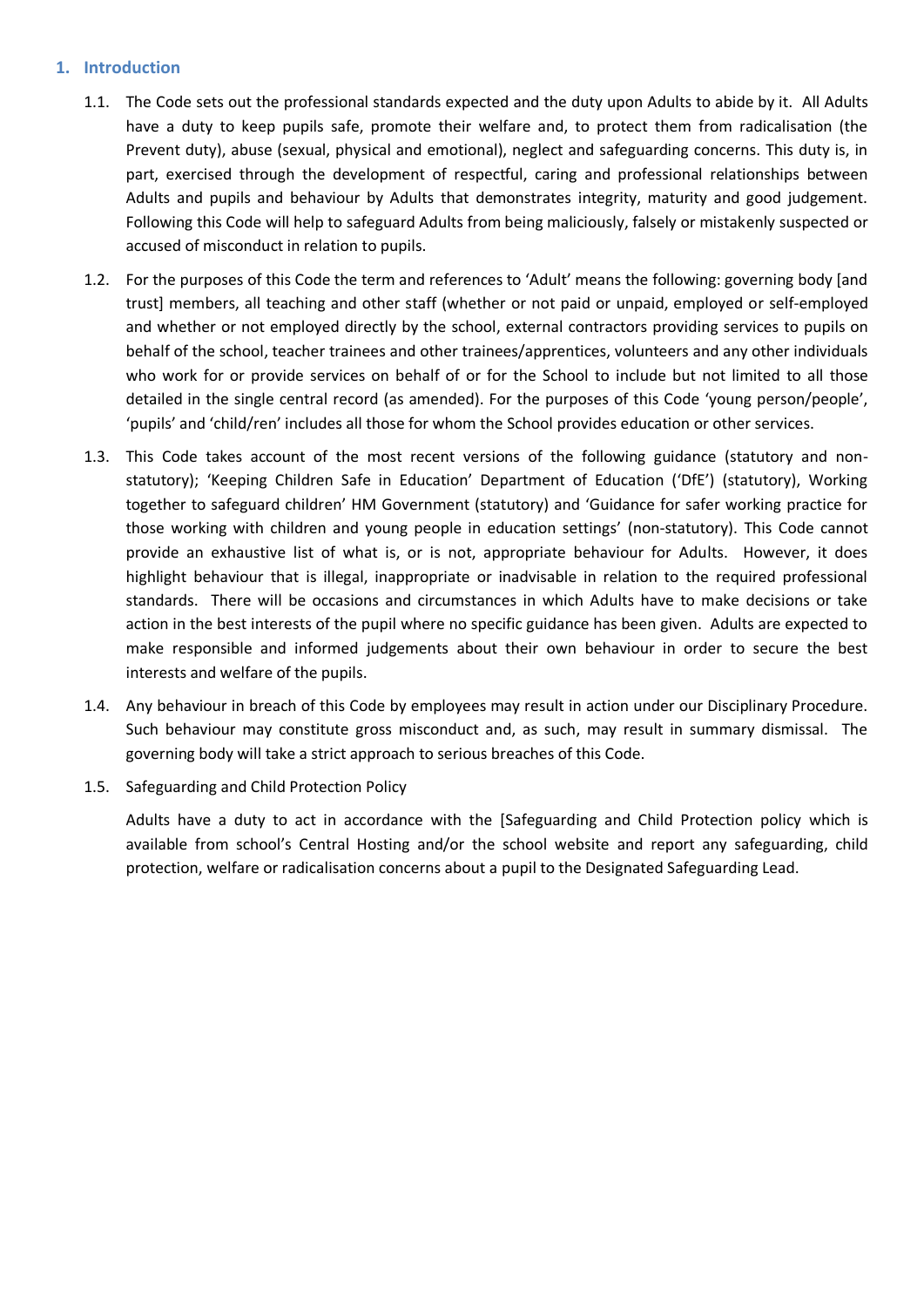## 1. Introduction

1.1. The Code sets out the professional standards expected and the duty upon Adults to abide by it. All Adults have a duty to keep pupils safe, promote their welfare and, to protect them from radicalisation (the Prevent duty), abuse (sexual, physical and emotional), neglect and safeguarding concerns. This duty is, in part, exercised through the development of respectful, caring and professional relationships between Adults and pupils and behaviour by Adults that demonstrates integrity, maturity and good judgement. Following this Code will help to safeguard Adults from being maliciously, falsely or mistakenly suspected or accused of misconduct in relation to pupils.

1.2. For the purposes of this Code the term and references to 'Adult' means the following: governing body [and trust] members, all teaching and other staff (whether or not paid or unpaid, employed or self-employed and whether or not employed directly by the school, external contractors providing services to pupils on behalf of the school, teacher trainees and other trainees/apprentices, volunteers and any other individuals who work for or provide services on behalf of or for the School to include but not limited to all those detailed in the single central record (as amended). For the purposes of this Code 'young person/people', 'pupils' and 'child/ren' includes all those for whom the School provides education or other services.

1.3. This Code takes account of the most recent versions of the following guidance (statutory and non-statutory); 'Keeping Children Safe in Education' Department of Education ('DfE') (statutory), Working together to safeguard children' HM Government (statutory) and 'Guidance for safer working practice for those working with children and young people in education settings' (non-statutory). This Code cannot provide an exhaustive list of what is, or is not, appropriate behaviour for Adults. However, it does highlight behaviour that is illegal, inappropriate or inadvisable in relation to the required professional standards. There will be occasions and circumstances in which Adults have to make decisions or take action in the best interests of the pupil where no specific guidance has been given. Adults are expected to make responsible and informed judgements about their own behaviour in order to secure the best interests and welfare of the pupils.

1.4. Any behaviour in breach of this Code by employees may result in action under our Disciplinary Procedure. Such behaviour may constitute gross misconduct and, as such, may result in summary dismissal. The governing body will take a strict approach to serious breaches of this Code.

1.5. Safeguarding and Child Protection Policy

Adults have a duty to act in accordance with the [Safeguarding and Child Protection policy which is available from school's Central Hosting and/or the school website and report any safeguarding, child protection, welfare or radicalisation concerns about a pupil to the Designated Safeguarding Lead.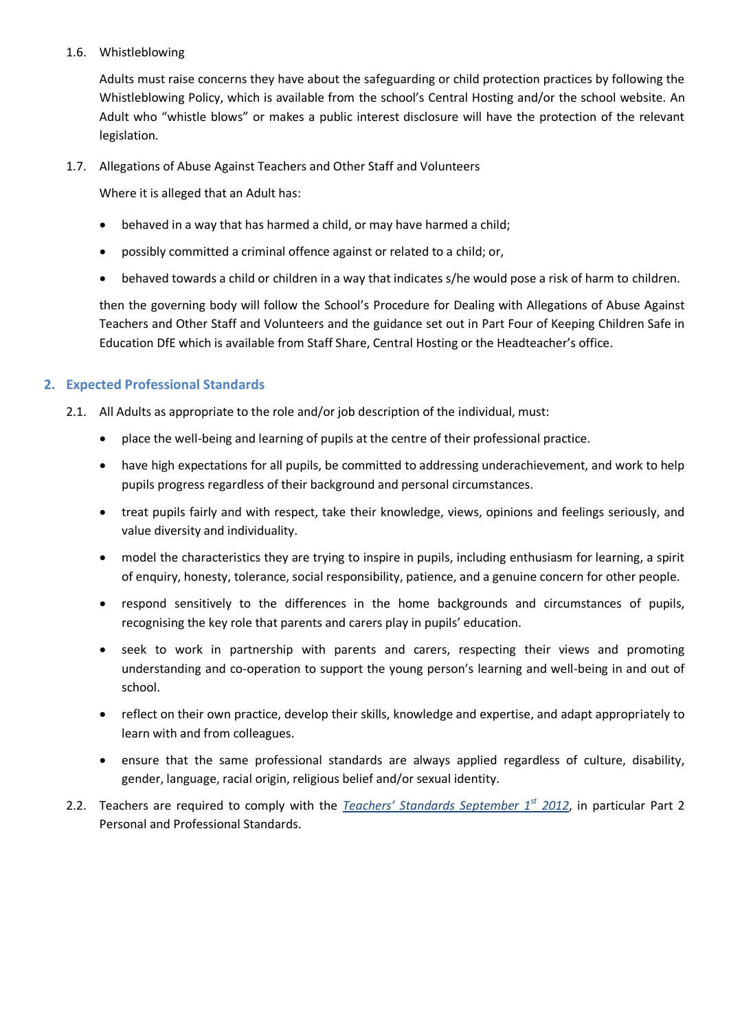1.6. Whistleblowing

Adults must raise concerns they have about the safeguarding or child protection practices by following the Whistleblowing Policy, which is available from the school's Central Hosting and/or the school website. An Adult who "whistle blows" or makes a public interest disclosure will have the protection of the relevant legislation.

1.7. Allegations of Abuse Against Teachers and Other Staff and Volunteers

Where it is alleged that an Adult has:

- behaved in a way that has harmed a child, or may have harmed a child;
- possibly committed a criminal offence against or related to a child; or,
- behaved towards a child or children in a way that indicates s/he would pose a risk of harm to children.

then the governing body will follow the School's Procedure for Dealing with Allegations of Abuse Against Teachers and Other Staff and Volunteers and the guidance set out in Part Four of Keeping Children Safe in Education DfE which is available from Staff Share, Central Hosting or the Headteacher's office.

## 2. Expected Professional Standards

2.1. All Adults as appropriate to the role and/or job description of the individual, must:

- place the well-being and learning of pupils at the centre of their professional practice.
- have high expectations for all pupils, be committed to addressing underachievement, and work to help pupils progress regardless of their background and personal circumstances.
- treat pupils fairly and with respect, take their knowledge, views, opinions and feelings seriously, and value diversity and individuality.
- model the characteristics they are trying to inspire in pupils, including enthusiasm for learning, a spirit of enquiry, honesty, tolerance, social responsibility, patience, and a genuine concern for other people.
- respond sensitively to the differences in the home backgrounds and circumstances of pupils, recognising the key role that parents and carers play in pupils' education.
- seek to work in partnership with parents and carers, respecting their views and promoting understanding and co-operation to support the young person's learning and well-being in and out of school.
- reflect on their own practice, develop their skills, knowledge and expertise, and adapt appropriately to learn with and from colleagues.
- ensure that the same professional standards are always applied regardless of culture, disability, gender, language, racial origin, religious belief and/or sexual identity.

2.2. Teachers are required to comply with the *Teachers' Standards September 1st 2012*, in particular Part 2 Personal and Professional Standards.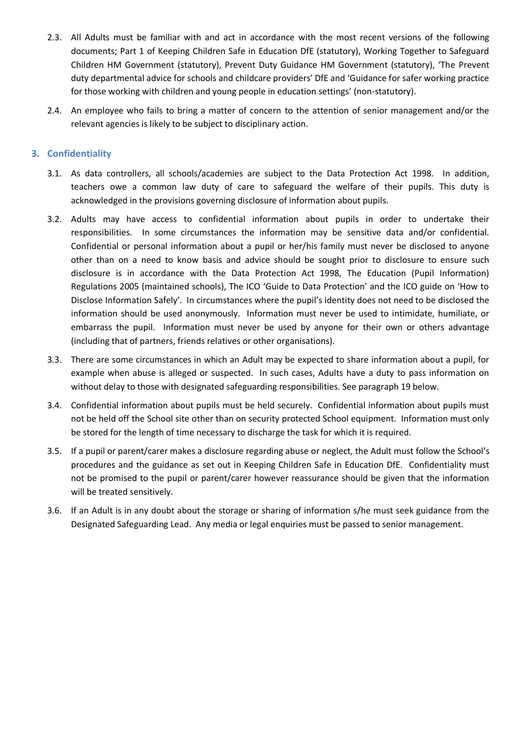2.3. All Adults must be familiar with and act in accordance with the most recent versions of the following documents; Part 1 of Keeping Children Safe in Education DfE (statutory), Working Together to Safeguard Children HM Government (statutory), Prevent Duty Guidance HM Government (statutory), 'The Prevent duty departmental advice for schools and childcare providers' DfE and 'Guidance for safer working practice for those working with children and young people in education settings' (non-statutory).

2.4. An employee who fails to bring a matter of concern to the attention of senior management and/or the relevant agencies is likely to be subject to disciplinary action.

## 3. Confidentiality

3.1. As data controllers, all schools/academies are subject to the Data Protection Act 1998. In addition, teachers owe a common law duty of care to safeguard the welfare of their pupils. This duty is acknowledged in the provisions governing disclosure of information about pupils.

3.2. Adults may have access to confidential information about pupils in order to undertake their responsibilities. In some circumstances the information may be sensitive data and/or confidential. Confidential or personal information about a pupil or her/his family must never be disclosed to anyone other than on a need to know basis and advice should be sought prior to disclosure to ensure such disclosure is in accordance with the Data Protection Act 1998, The Education (Pupil Information) Regulations 2005 (maintained schools), The ICO 'Guide to Data Protection' and the ICO guide on 'How to Disclose Information Safely'. In circumstances where the pupil's identity does not need to be disclosed the information should be used anonymously. Information must never be used to intimidate, humiliate, or embarrass the pupil. Information must never be used by anyone for their own or others advantage (including that of partners, friends relatives or other organisations).

3.3. There are some circumstances in which an Adult may be expected to share information about a pupil, for example when abuse is alleged or suspected. In such cases, Adults have a duty to pass information on without delay to those with designated safeguarding responsibilities. See paragraph 19 below.

3.4. Confidential information about pupils must be held securely. Confidential information about pupils must not be held off the School site other than on security protected School equipment. Information must only be stored for the length of time necessary to discharge the task for which it is required.

3.5. If a pupil or parent/carer makes a disclosure regarding abuse or neglect, the Adult must follow the School's procedures and the guidance as set out in Keeping Children Safe in Education DfE. Confidentiality must not be promised to the pupil or parent/carer however reassurance should be given that the information will be treated sensitively.

3.6. If an Adult is in any doubt about the storage or sharing of information s/he must seek guidance from the Designated Safeguarding Lead. Any media or legal enquiries must be passed to senior management.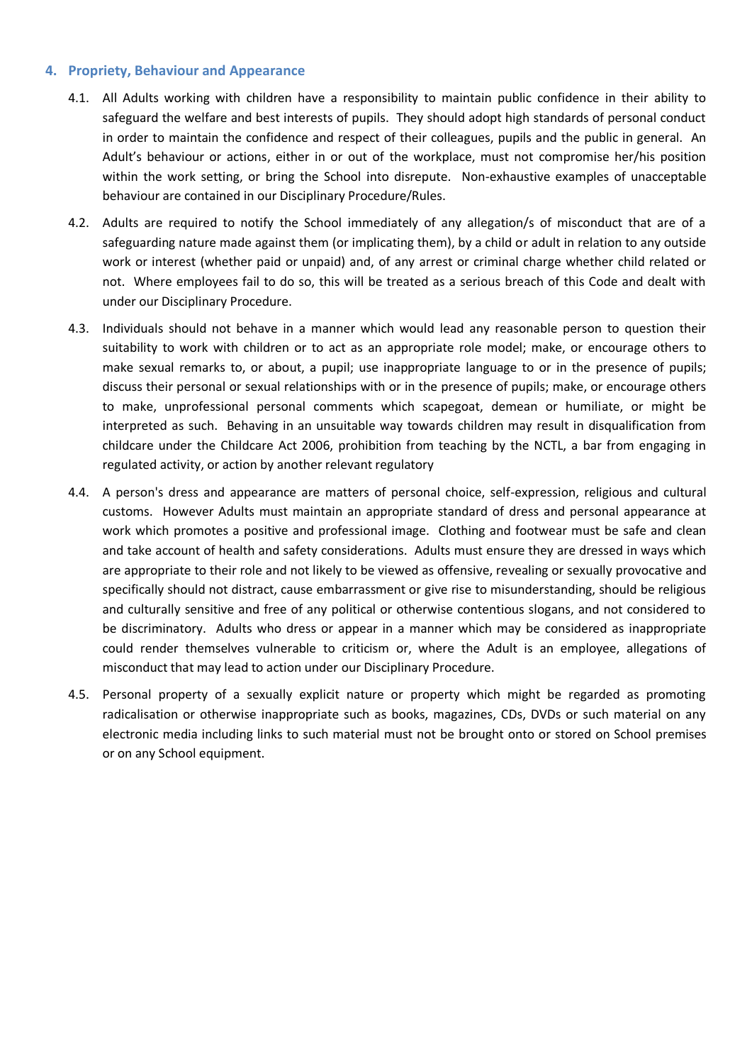## 4. Propriety, Behaviour and Appearance

4.1. All Adults working with children have a responsibility to maintain public confidence in their ability to safeguard the welfare and best interests of pupils. They should adopt high standards of personal conduct in order to maintain the confidence and respect of their colleagues, pupils and the public in general. An Adult's behaviour or actions, either in or out of the workplace, must not compromise her/his position within the work setting, or bring the School into disrepute. Non-exhaustive examples of unacceptable behaviour are contained in our Disciplinary Procedure/Rules.

4.2. Adults are required to notify the School immediately of any allegation/s of misconduct that are of a safeguarding nature made against them (or implicating them), by a child or adult in relation to any outside work or interest (whether paid or unpaid) and, of any arrest or criminal charge whether child related or not. Where employees fail to do so, this will be treated as a serious breach of this Code and dealt with under our Disciplinary Procedure.

4.3. Individuals should not behave in a manner which would lead any reasonable person to question their suitability to work with children or to act as an appropriate role model; make, or encourage others to make sexual remarks to, or about, a pupil; use inappropriate language to or in the presence of pupils; discuss their personal or sexual relationships with or in the presence of pupils; make, or encourage others to make, unprofessional personal comments which scapegoat, demean or humiliate, or might be interpreted as such. Behaving in an unsuitable way towards children may result in disqualification from childcare under the Childcare Act 2006, prohibition from teaching by the NCTL, a bar from engaging in regulated activity, or action by another relevant regulatory

4.4. A person's dress and appearance are matters of personal choice, self-expression, religious and cultural customs. However Adults must maintain an appropriate standard of dress and personal appearance at work which promotes a positive and professional image. Clothing and footwear must be safe and clean and take account of health and safety considerations. Adults must ensure they are dressed in ways which are appropriate to their role and not likely to be viewed as offensive, revealing or sexually provocative and specifically should not distract, cause embarrassment or give rise to misunderstanding, should be religious and culturally sensitive and free of any political or otherwise contentious slogans, and not considered to be discriminatory. Adults who dress or appear in a manner which may be considered as inappropriate could render themselves vulnerable to criticism or, where the Adult is an employee, allegations of misconduct that may lead to action under our Disciplinary Procedure.

4.5. Personal property of a sexually explicit nature or property which might be regarded as promoting radicalisation or otherwise inappropriate such as books, magazines, CDs, DVDs or such material on any electronic media including links to such material must not be brought onto or stored on School premises or on any School equipment.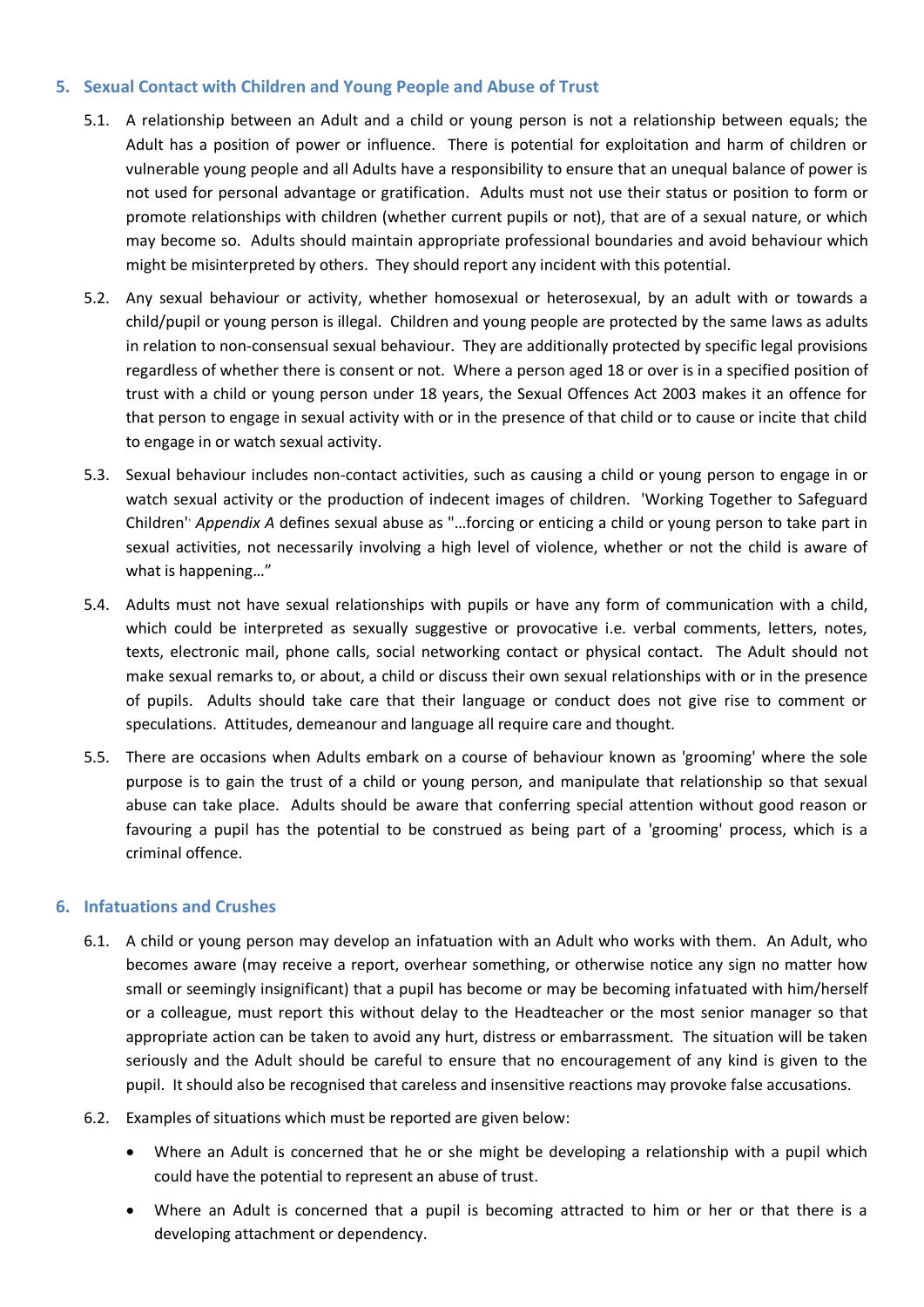## 5. Sexual Contact with Children and Young People and Abuse of Trust

5.1. A relationship between an Adult and a child or young person is not a relationship between equals; the Adult has a position of power or influence. There is potential for exploitation and harm of children or vulnerable young people and all Adults have a responsibility to ensure that an unequal balance of power is not used for personal advantage or gratification. Adults must not use their status or position to form or promote relationships with children (whether current pupils or not), that are of a sexual nature, or which may become so. Adults should maintain appropriate professional boundaries and avoid behaviour which might be misinterpreted by others. They should report any incident with this potential.

5.2. Any sexual behaviour or activity, whether homosexual or heterosexual, by an adult with or towards a child/pupil or young person is illegal. Children and young people are protected by the same laws as adults in relation to non-consensual sexual behaviour. They are additionally protected by specific legal provisions regardless of whether there is consent or not. Where a person aged 18 or over is in a specified position of trust with a child or young person under 18 years, the Sexual Offences Act 2003 makes it an offence for that person to engage in sexual activity with or in the presence of that child or to cause or incite that child to engage in or watch sexual activity.

5.3. Sexual behaviour includes non-contact activities, such as causing a child or young person to engage in or watch sexual activity or the production of indecent images of children. 'Working Together to Safeguard Children' *Appendix A* defines sexual abuse as "…forcing or enticing a child or young person to take part in sexual activities, not necessarily involving a high level of violence, whether or not the child is aware of what is happening…"

5.4. Adults must not have sexual relationships with pupils or have any form of communication with a child, which could be interpreted as sexually suggestive or provocative i.e. verbal comments, letters, notes, texts, electronic mail, phone calls, social networking contact or physical contact. The Adult should not make sexual remarks to, or about, a child or discuss their own sexual relationships with or in the presence of pupils. Adults should take care that their language or conduct does not give rise to comment or speculations. Attitudes, demeanour and language all require care and thought.

5.5. There are occasions when Adults embark on a course of behaviour known as 'grooming' where the sole purpose is to gain the trust of a child or young person, and manipulate that relationship so that sexual abuse can take place. Adults should be aware that conferring special attention without good reason or favouring a pupil has the potential to be construed as being part of a 'grooming' process, which is a criminal offence.

## 6. Infatuations and Crushes

6.1. A child or young person may develop an infatuation with an Adult who works with them. An Adult, who becomes aware (may receive a report, overhear something, or otherwise notice any sign no matter how small or seemingly insignificant) that a pupil has become or may be becoming infatuated with him/herself or a colleague, must report this without delay to the Headteacher or the most senior manager so that appropriate action can be taken to avoid any hurt, distress or embarrassment. The situation will be taken seriously and the Adult should be careful to ensure that no encouragement of any kind is given to the pupil. It should also be recognised that careless and insensitive reactions may provoke false accusations.

6.2. Examples of situations which must be reported are given below:

- Where an Adult is concerned that he or she might be developing a relationship with a pupil which could have the potential to represent an abuse of trust.
- Where an Adult is concerned that a pupil is becoming attracted to him or her or that there is a developing attachment or dependency.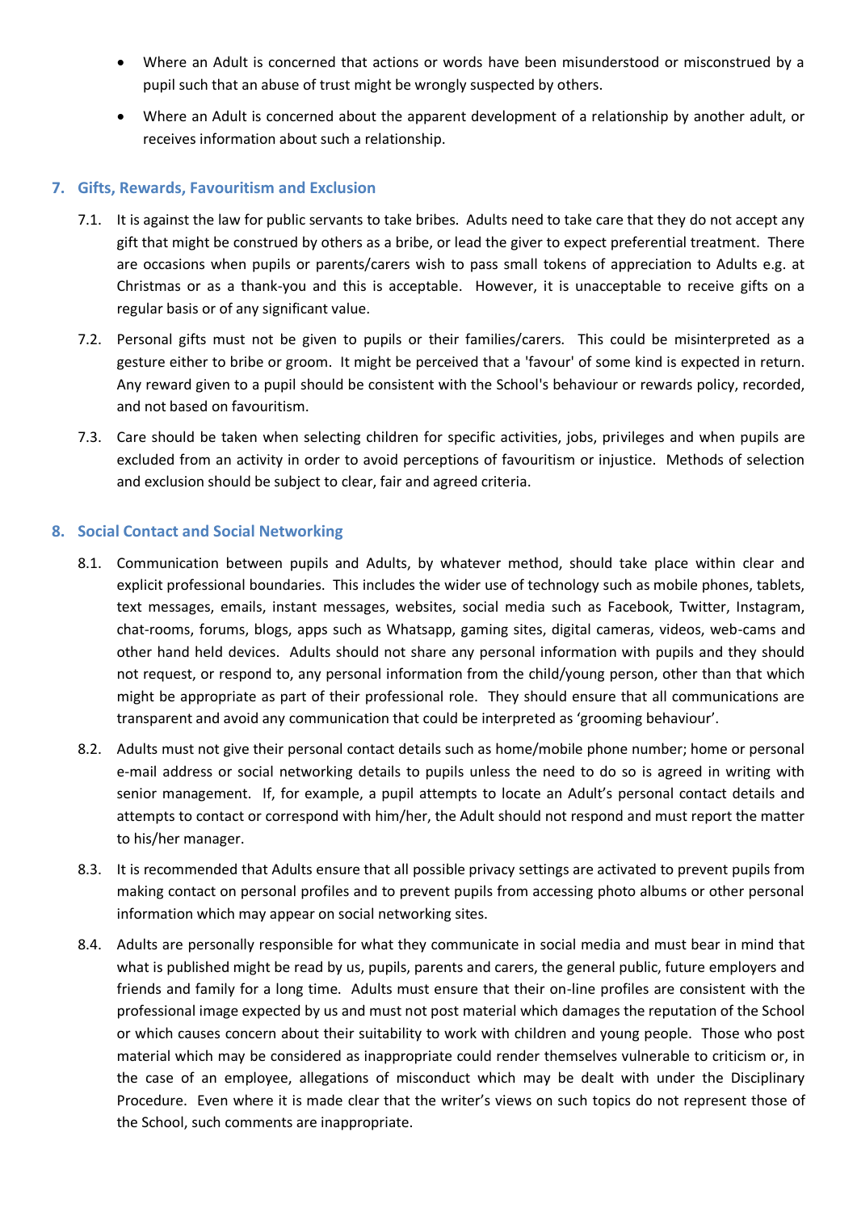- Where an Adult is concerned that actions or words have been misunderstood or misconstrued by a pupil such that an abuse of trust might be wrongly suspected by others.
- Where an Adult is concerned about the apparent development of a relationship by another adult, or receives information about such a relationship.

## 7. Gifts, Rewards, Favouritism and Exclusion

7.1. It is against the law for public servants to take bribes. Adults need to take care that they do not accept any gift that might be construed by others as a bribe, or lead the giver to expect preferential treatment. There are occasions when pupils or parents/carers wish to pass small tokens of appreciation to Adults e.g. at Christmas or as a thank-you and this is acceptable. However, it is unacceptable to receive gifts on a regular basis or of any significant value.

7.2. Personal gifts must not be given to pupils or their families/carers. This could be misinterpreted as a gesture either to bribe or groom. It might be perceived that a 'favour' of some kind is expected in return. Any reward given to a pupil should be consistent with the School's behaviour or rewards policy, recorded, and not based on favouritism.

7.3. Care should be taken when selecting children for specific activities, jobs, privileges and when pupils are excluded from an activity in order to avoid perceptions of favouritism or injustice. Methods of selection and exclusion should be subject to clear, fair and agreed criteria.

## 8. Social Contact and Social Networking

8.1. Communication between pupils and Adults, by whatever method, should take place within clear and explicit professional boundaries. This includes the wider use of technology such as mobile phones, tablets, text messages, emails, instant messages, websites, social media such as Facebook, Twitter, Instagram, chat-rooms, forums, blogs, apps such as Whatsapp, gaming sites, digital cameras, videos, web-cams and other hand held devices. Adults should not share any personal information with pupils and they should not request, or respond to, any personal information from the child/young person, other than that which might be appropriate as part of their professional role. They should ensure that all communications are transparent and avoid any communication that could be interpreted as 'grooming behaviour'.

8.2. Adults must not give their personal contact details such as home/mobile phone number; home or personal e-mail address or social networking details to pupils unless the need to do so is agreed in writing with senior management. If, for example, a pupil attempts to locate an Adult's personal contact details and attempts to contact or correspond with him/her, the Adult should not respond and must report the matter to his/her manager.

8.3. It is recommended that Adults ensure that all possible privacy settings are activated to prevent pupils from making contact on personal profiles and to prevent pupils from accessing photo albums or other personal information which may appear on social networking sites.

8.4. Adults are personally responsible for what they communicate in social media and must bear in mind that what is published might be read by us, pupils, parents and carers, the general public, future employers and friends and family for a long time. Adults must ensure that their on-line profiles are consistent with the professional image expected by us and must not post material which damages the reputation of the School or which causes concern about their suitability to work with children and young people. Those who post material which may be considered as inappropriate could render themselves vulnerable to criticism or, in the case of an employee, allegations of misconduct which may be dealt with under the Disciplinary Procedure. Even where it is made clear that the writer's views on such topics do not represent those of the School, such comments are inappropriate.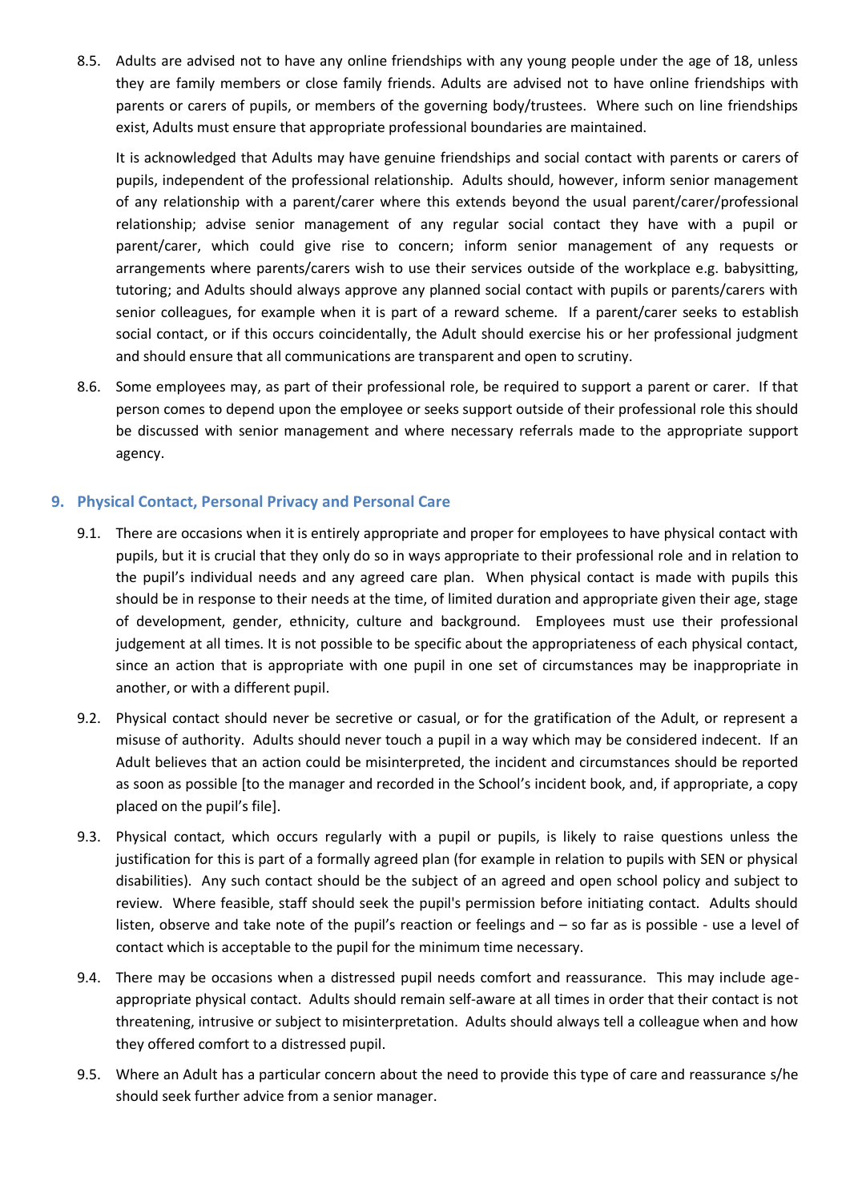8.5. Adults are advised not to have any online friendships with any young people under the age of 18, unless they are family members or close family friends. Adults are advised not to have online friendships with parents or carers of pupils, or members of the governing body/trustees. Where such on line friendships exist, Adults must ensure that appropriate professional boundaries are maintained.

It is acknowledged that Adults may have genuine friendships and social contact with parents or carers of pupils, independent of the professional relationship. Adults should, however, inform senior management of any relationship with a parent/carer where this extends beyond the usual parent/carer/professional relationship; advise senior management of any regular social contact they have with a pupil or parent/carer, which could give rise to concern; inform senior management of any requests or arrangements where parents/carers wish to use their services outside of the workplace e.g. babysitting, tutoring; and Adults should always approve any planned social contact with pupils or parents/carers with senior colleagues, for example when it is part of a reward scheme. If a parent/carer seeks to establish social contact, or if this occurs coincidentally, the Adult should exercise his or her professional judgment and should ensure that all communications are transparent and open to scrutiny.

8.6. Some employees may, as part of their professional role, be required to support a parent or carer. If that person comes to depend upon the employee or seeks support outside of their professional role this should be discussed with senior management and where necessary referrals made to the appropriate support agency.

## 9. Physical Contact, Personal Privacy and Personal Care

9.1. There are occasions when it is entirely appropriate and proper for employees to have physical contact with pupils, but it is crucial that they only do so in ways appropriate to their professional role and in relation to the pupil's individual needs and any agreed care plan. When physical contact is made with pupils this should be in response to their needs at the time, of limited duration and appropriate given their age, stage of development, gender, ethnicity, culture and background. Employees must use their professional judgement at all times. It is not possible to be specific about the appropriateness of each physical contact, since an action that is appropriate with one pupil in one set of circumstances may be inappropriate in another, or with a different pupil.

9.2. Physical contact should never be secretive or casual, or for the gratification of the Adult, or represent a misuse of authority. Adults should never touch a pupil in a way which may be considered indecent. If an Adult believes that an action could be misinterpreted, the incident and circumstances should be reported as soon as possible [to the manager and recorded in the School's incident book, and, if appropriate, a copy placed on the pupil's file].

9.3. Physical contact, which occurs regularly with a pupil or pupils, is likely to raise questions unless the justification for this is part of a formally agreed plan (for example in relation to pupils with SEN or physical disabilities). Any such contact should be the subject of an agreed and open school policy and subject to review. Where feasible, staff should seek the pupil's permission before initiating contact. Adults should listen, observe and take note of the pupil's reaction or feelings and – so far as is possible - use a level of contact which is acceptable to the pupil for the minimum time necessary.

9.4. There may be occasions when a distressed pupil needs comfort and reassurance. This may include age-appropriate physical contact. Adults should remain self-aware at all times in order that their contact is not threatening, intrusive or subject to misinterpretation. Adults should always tell a colleague when and how they offered comfort to a distressed pupil.

9.5. Where an Adult has a particular concern about the need to provide this type of care and reassurance s/he should seek further advice from a senior manager.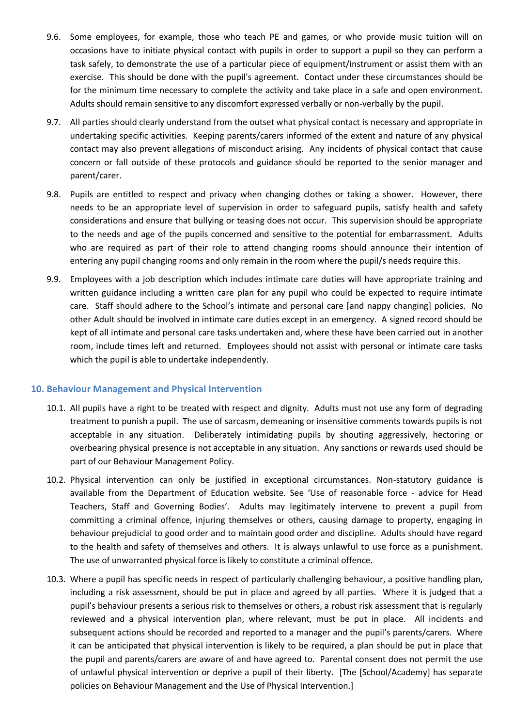9.6. Some employees, for example, those who teach PE and games, or who provide music tuition will on occasions have to initiate physical contact with pupils in order to support a pupil so they can perform a task safely, to demonstrate the use of a particular piece of equipment/instrument or assist them with an exercise. This should be done with the pupil's agreement. Contact under these circumstances should be for the minimum time necessary to complete the activity and take place in a safe and open environment. Adults should remain sensitive to any discomfort expressed verbally or non-verbally by the pupil.

9.7. All parties should clearly understand from the outset what physical contact is necessary and appropriate in undertaking specific activities. Keeping parents/carers informed of the extent and nature of any physical contact may also prevent allegations of misconduct arising. Any incidents of physical contact that cause concern or fall outside of these protocols and guidance should be reported to the senior manager and parent/carer.

9.8. Pupils are entitled to respect and privacy when changing clothes or taking a shower. However, there needs to be an appropriate level of supervision in order to safeguard pupils, satisfy health and safety considerations and ensure that bullying or teasing does not occur. This supervision should be appropriate to the needs and age of the pupils concerned and sensitive to the potential for embarrassment. Adults who are required as part of their role to attend changing rooms should announce their intention of entering any pupil changing rooms and only remain in the room where the pupil/s needs require this.

9.9. Employees with a job description which includes intimate care duties will have appropriate training and written guidance including a written care plan for any pupil who could be expected to require intimate care. Staff should adhere to the School's intimate and personal care [and nappy changing] policies. No other Adult should be involved in intimate care duties except in an emergency. A signed record should be kept of all intimate and personal care tasks undertaken and, where these have been carried out in another room, include times left and returned. Employees should not assist with personal or intimate care tasks which the pupil is able to undertake independently.

## 10. Behaviour Management and Physical Intervention

10.1. All pupils have a right to be treated with respect and dignity. Adults must not use any form of degrading treatment to punish a pupil. The use of sarcasm, demeaning or insensitive comments towards pupils is not acceptable in any situation. Deliberately intimidating pupils by shouting aggressively, hectoring or overbearing physical presence is not acceptable in any situation. Any sanctions or rewards used should be part of our Behaviour Management Policy.

10.2. Physical intervention can only be justified in exceptional circumstances. Non-statutory guidance is available from the Department of Education website. See 'Use of reasonable force - advice for Head Teachers, Staff and Governing Bodies'. Adults may legitimately intervene to prevent a pupil from committing a criminal offence, injuring themselves or others, causing damage to property, engaging in behaviour prejudicial to good order and to maintain good order and discipline. Adults should have regard to the health and safety of themselves and others. It is always unlawful to use force as a punishment. The use of unwarranted physical force is likely to constitute a criminal offence.

10.3. Where a pupil has specific needs in respect of particularly challenging behaviour, a positive handling plan, including a risk assessment, should be put in place and agreed by all parties. Where it is judged that a pupil's behaviour presents a serious risk to themselves or others, a robust risk assessment that is regularly reviewed and a physical intervention plan, where relevant, must be put in place. All incidents and subsequent actions should be recorded and reported to a manager and the pupil's parents/carers. Where it can be anticipated that physical intervention is likely to be required, a plan should be put in place that the pupil and parents/carers are aware of and have agreed to. Parental consent does not permit the use of unlawful physical intervention or deprive a pupil of their liberty. [The [School/Academy] has separate policies on Behaviour Management and the Use of Physical Intervention.]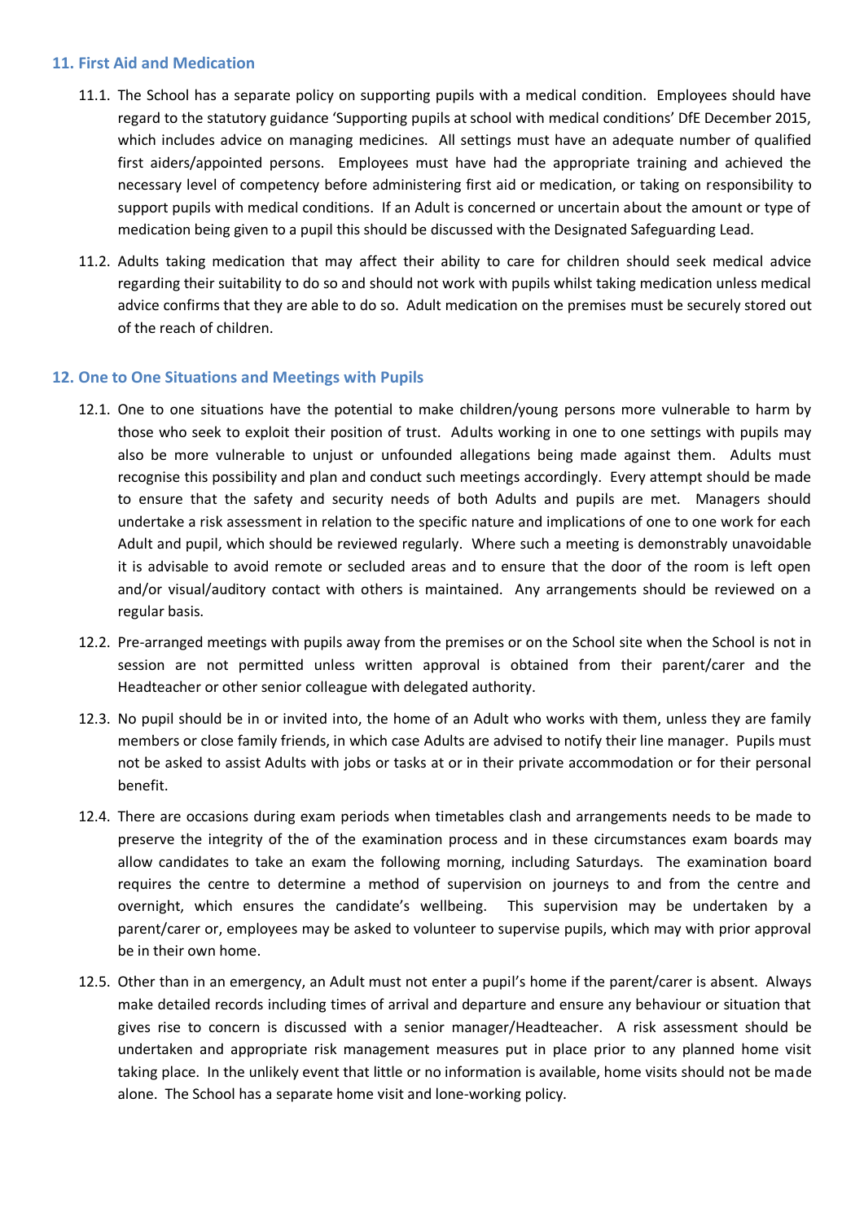## 11. First Aid and Medication

11.1. The School has a separate policy on supporting pupils with a medical condition. Employees should have regard to the statutory guidance 'Supporting pupils at school with medical conditions' DfE December 2015, which includes advice on managing medicines. All settings must have an adequate number of qualified first aiders/appointed persons. Employees must have had the appropriate training and achieved the necessary level of competency before administering first aid or medication, or taking on responsibility to support pupils with medical conditions. If an Adult is concerned or uncertain about the amount or type of medication being given to a pupil this should be discussed with the Designated Safeguarding Lead.

11.2. Adults taking medication that may affect their ability to care for children should seek medical advice regarding their suitability to do so and should not work with pupils whilst taking medication unless medical advice confirms that they are able to do so. Adult medication on the premises must be securely stored out of the reach of children.

## 12. One to One Situations and Meetings with Pupils

12.1. One to one situations have the potential to make children/young persons more vulnerable to harm by those who seek to exploit their position of trust. Adults working in one to one settings with pupils may also be more vulnerable to unjust or unfounded allegations being made against them. Adults must recognise this possibility and plan and conduct such meetings accordingly. Every attempt should be made to ensure that the safety and security needs of both Adults and pupils are met. Managers should undertake a risk assessment in relation to the specific nature and implications of one to one work for each Adult and pupil, which should be reviewed regularly. Where such a meeting is demonstrably unavoidable it is advisable to avoid remote or secluded areas and to ensure that the door of the room is left open and/or visual/auditory contact with others is maintained. Any arrangements should be reviewed on a regular basis.

12.2. Pre-arranged meetings with pupils away from the premises or on the School site when the School is not in session are not permitted unless written approval is obtained from their parent/carer and the Headteacher or other senior colleague with delegated authority.

12.3. No pupil should be in or invited into, the home of an Adult who works with them, unless they are family members or close family friends, in which case Adults are advised to notify their line manager. Pupils must not be asked to assist Adults with jobs or tasks at or in their private accommodation or for their personal benefit.

12.4. There are occasions during exam periods when timetables clash and arrangements needs to be made to preserve the integrity of the of the examination process and in these circumstances exam boards may allow candidates to take an exam the following morning, including Saturdays. The examination board requires the centre to determine a method of supervision on journeys to and from the centre and overnight, which ensures the candidate's wellbeing. This supervision may be undertaken by a parent/carer or, employees may be asked to volunteer to supervise pupils, which may with prior approval be in their own home.

12.5. Other than in an emergency, an Adult must not enter a pupil's home if the parent/carer is absent. Always make detailed records including times of arrival and departure and ensure any behaviour or situation that gives rise to concern is discussed with a senior manager/Headteacher. A risk assessment should be undertaken and appropriate risk management measures put in place prior to any planned home visit taking place. In the unlikely event that little or no information is available, home visits should not be made alone. The School has a separate home visit and lone-working policy.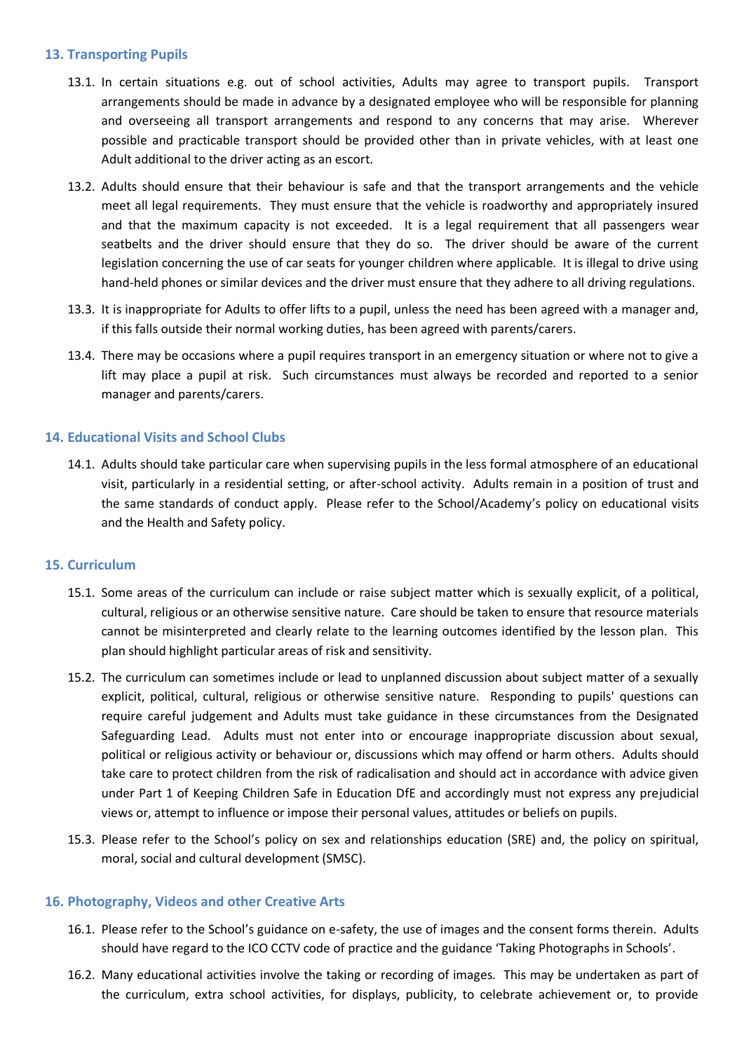## 13. Transporting Pupils

13.1. In certain situations e.g. out of school activities, Adults may agree to transport pupils. Transport arrangements should be made in advance by a designated employee who will be responsible for planning and overseeing all transport arrangements and respond to any concerns that may arise. Wherever possible and practicable transport should be provided other than in private vehicles, with at least one Adult additional to the driver acting as an escort.

13.2. Adults should ensure that their behaviour is safe and that the transport arrangements and the vehicle meet all legal requirements. They must ensure that the vehicle is roadworthy and appropriately insured and that the maximum capacity is not exceeded. It is a legal requirement that all passengers wear seatbelts and the driver should ensure that they do so. The driver should be aware of the current legislation concerning the use of car seats for younger children where applicable. It is illegal to drive using hand-held phones or similar devices and the driver must ensure that they adhere to all driving regulations.

13.3. It is inappropriate for Adults to offer lifts to a pupil, unless the need has been agreed with a manager and, if this falls outside their normal working duties, has been agreed with parents/carers.

13.4. There may be occasions where a pupil requires transport in an emergency situation or where not to give a lift may place a pupil at risk. Such circumstances must always be recorded and reported to a senior manager and parents/carers.

## 14. Educational Visits and School Clubs

14.1. Adults should take particular care when supervising pupils in the less formal atmosphere of an educational visit, particularly in a residential setting, or after-school activity. Adults remain in a position of trust and the same standards of conduct apply. Please refer to the School/Academy's policy on educational visits and the Health and Safety policy.

## 15. Curriculum

15.1. Some areas of the curriculum can include or raise subject matter which is sexually explicit, of a political, cultural, religious or an otherwise sensitive nature. Care should be taken to ensure that resource materials cannot be misinterpreted and clearly relate to the learning outcomes identified by the lesson plan. This plan should highlight particular areas of risk and sensitivity.

15.2. The curriculum can sometimes include or lead to unplanned discussion about subject matter of a sexually explicit, political, cultural, religious or otherwise sensitive nature. Responding to pupils' questions can require careful judgement and Adults must take guidance in these circumstances from the Designated Safeguarding Lead. Adults must not enter into or encourage inappropriate discussion about sexual, political or religious activity or behaviour or, discussions which may offend or harm others. Adults should take care to protect children from the risk of radicalisation and should act in accordance with advice given under Part 1 of Keeping Children Safe in Education DfE and accordingly must not express any prejudicial views or, attempt to influence or impose their personal values, attitudes or beliefs on pupils.

15.3. Please refer to the School's policy on sex and relationships education (SRE) and, the policy on spiritual, moral, social and cultural development (SMSC).

## 16. Photography, Videos and other Creative Arts

16.1. Please refer to the School's guidance on e-safety, the use of images and the consent forms therein. Adults should have regard to the ICO CCTV code of practice and the guidance 'Taking Photographs in Schools'.

16.2. Many educational activities involve the taking or recording of images. This may be undertaken as part of the curriculum, extra school activities, for displays, publicity, to celebrate achievement or, to provide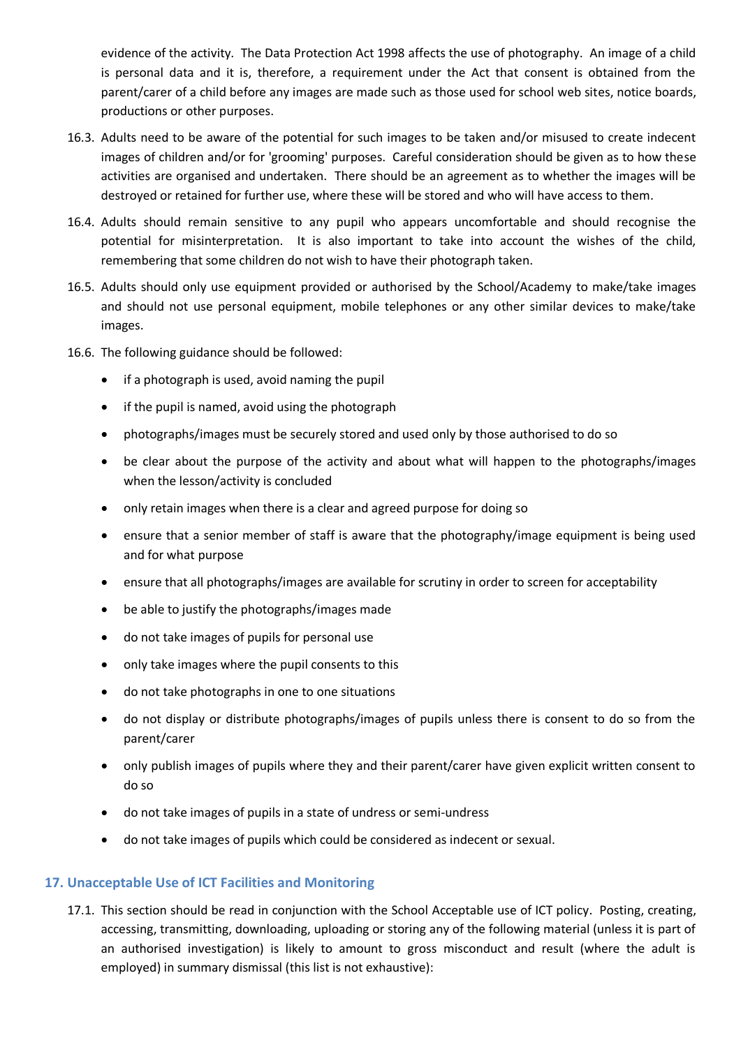evidence of the activity. The Data Protection Act 1998 affects the use of photography. An image of a child is personal data and it is, therefore, a requirement under the Act that consent is obtained from the parent/carer of a child before any images are made such as those used for school web sites, notice boards, productions or other purposes.

16.3. Adults need to be aware of the potential for such images to be taken and/or misused to create indecent images of children and/or for 'grooming' purposes. Careful consideration should be given as to how these activities are organised and undertaken. There should be an agreement as to whether the images will be destroyed or retained for further use, where these will be stored and who will have access to them.

16.4. Adults should remain sensitive to any pupil who appears uncomfortable and should recognise the potential for misinterpretation. It is also important to take into account the wishes of the child, remembering that some children do not wish to have their photograph taken.

16.5. Adults should only use equipment provided or authorised by the School/Academy to make/take images and should not use personal equipment, mobile telephones or any other similar devices to make/take images.

16.6. The following guidance should be followed:

- if a photograph is used, avoid naming the pupil
- if the pupil is named, avoid using the photograph
- photographs/images must be securely stored and used only by those authorised to do so
- be clear about the purpose of the activity and about what will happen to the photographs/images when the lesson/activity is concluded
- only retain images when there is a clear and agreed purpose for doing so
- ensure that a senior member of staff is aware that the photography/image equipment is being used and for what purpose
- ensure that all photographs/images are available for scrutiny in order to screen for acceptability
- be able to justify the photographs/images made
- do not take images of pupils for personal use
- only take images where the pupil consents to this
- do not take photographs in one to one situations
- do not display or distribute photographs/images of pupils unless there is consent to do so from the parent/carer
- only publish images of pupils where they and their parent/carer have given explicit written consent to do so
- do not take images of pupils in a state of undress or semi-undress
- do not take images of pupils which could be considered as indecent or sexual.

## 17. Unacceptable Use of ICT Facilities and Monitoring

17.1. This section should be read in conjunction with the School Acceptable use of ICT policy. Posting, creating, accessing, transmitting, downloading, uploading or storing any of the following material (unless it is part of an authorised investigation) is likely to amount to gross misconduct and result (where the adult is employed) in summary dismissal (this list is not exhaustive):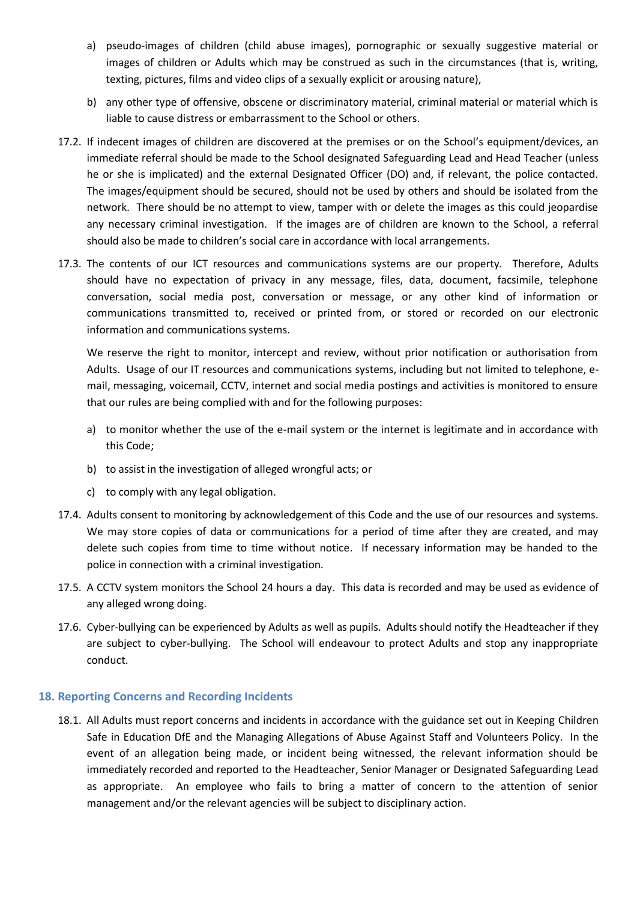a) pseudo-images of children (child abuse images), pornographic or sexually suggestive material or images of children or Adults which may be construed as such in the circumstances (that is, writing, texting, pictures, films and video clips of a sexually explicit or arousing nature),

b) any other type of offensive, obscene or discriminatory material, criminal material or material which is liable to cause distress or embarrassment to the School or others.

17.2. If indecent images of children are discovered at the premises or on the School's equipment/devices, an immediate referral should be made to the School designated Safeguarding Lead and Head Teacher (unless he or she is implicated) and the external Designated Officer (DO) and, if relevant, the police contacted. The images/equipment should be secured, should not be used by others and should be isolated from the network. There should be no attempt to view, tamper with or delete the images as this could jeopardise any necessary criminal investigation. If the images are of children are known to the School, a referral should also be made to children's social care in accordance with local arrangements.

17.3. The contents of our ICT resources and communications systems are our property. Therefore, Adults should have no expectation of privacy in any message, files, data, document, facsimile, telephone conversation, social media post, conversation or message, or any other kind of information or communications transmitted to, received or printed from, or stored or recorded on our electronic information and communications systems.

We reserve the right to monitor, intercept and review, without prior notification or authorisation from Adults. Usage of our IT resources and communications systems, including but not limited to telephone, e-mail, messaging, voicemail, CCTV, internet and social media postings and activities is monitored to ensure that our rules are being complied with and for the following purposes:

a) to monitor whether the use of the e-mail system or the internet is legitimate and in accordance with this Code;

b) to assist in the investigation of alleged wrongful acts; or

c) to comply with any legal obligation.

17.4. Adults consent to monitoring by acknowledgement of this Code and the use of our resources and systems. We may store copies of data or communications for a period of time after they are created, and may delete such copies from time to time without notice. If necessary information may be handed to the police in connection with a criminal investigation.

17.5. A CCTV system monitors the School 24 hours a day. This data is recorded and may be used as evidence of any alleged wrong doing.

17.6. Cyber-bullying can be experienced by Adults as well as pupils. Adults should notify the Headteacher if they are subject to cyber-bullying. The School will endeavour to protect Adults and stop any inappropriate conduct.

## 18. Reporting Concerns and Recording Incidents

18.1. All Adults must report concerns and incidents in accordance with the guidance set out in Keeping Children Safe in Education DfE and the Managing Allegations of Abuse Against Staff and Volunteers Policy. In the event of an allegation being made, or incident being witnessed, the relevant information should be immediately recorded and reported to the Headteacher, Senior Manager or Designated Safeguarding Lead as appropriate. An employee who fails to bring a matter of concern to the attention of senior management and/or the relevant agencies will be subject to disciplinary action.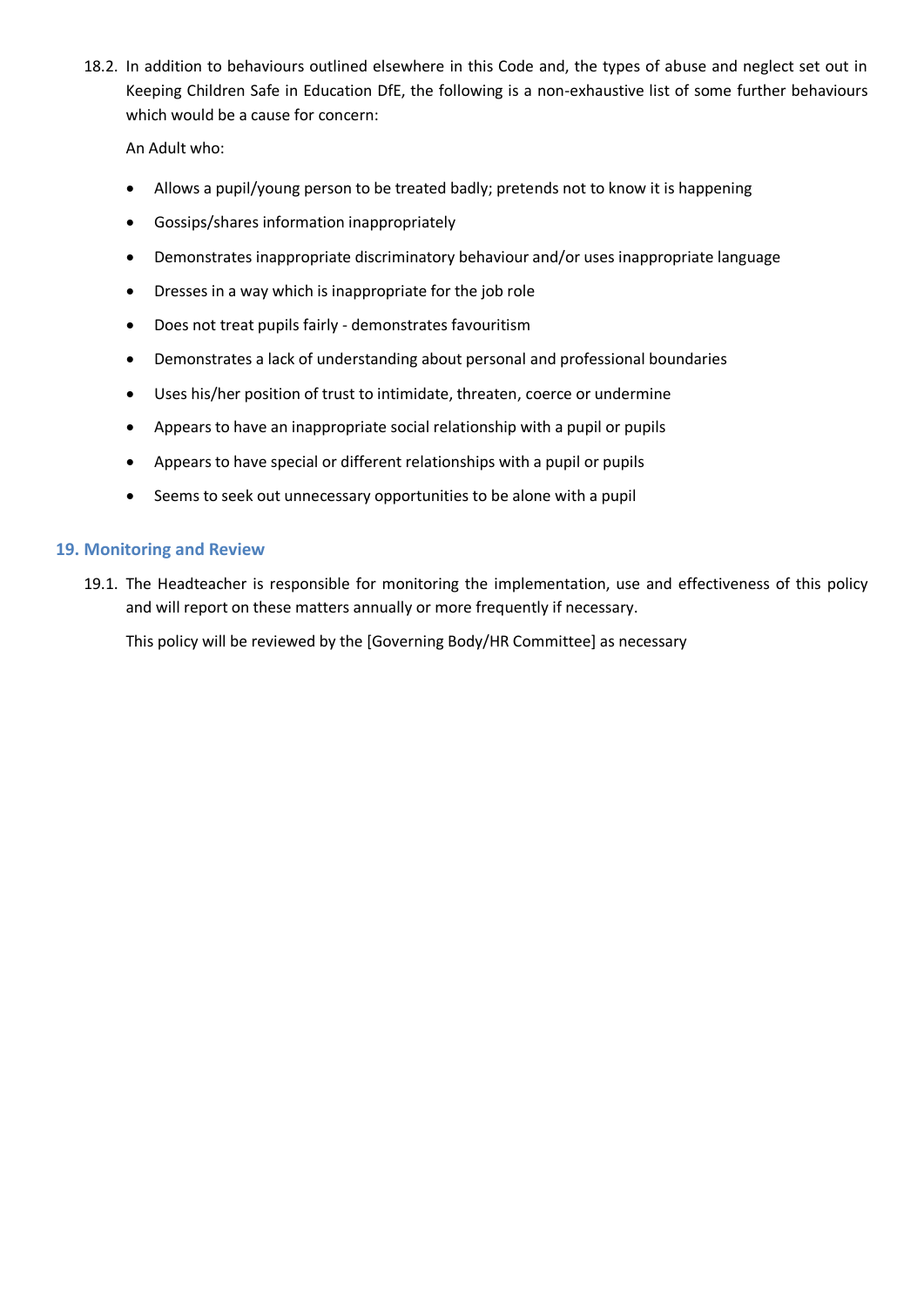18.2. In addition to behaviours outlined elsewhere in this Code and, the types of abuse and neglect set out in Keeping Children Safe in Education DfE, the following is a non-exhaustive list of some further behaviours which would be a cause for concern:

An Adult who:

- Allows a pupil/young person to be treated badly; pretends not to know it is happening
- Gossips/shares information inappropriately
- Demonstrates inappropriate discriminatory behaviour and/or uses inappropriate language
- Dresses in a way which is inappropriate for the job role
- Does not treat pupils fairly - demonstrates favouritism
- Demonstrates a lack of understanding about personal and professional boundaries
- Uses his/her position of trust to intimidate, threaten, coerce or undermine
- Appears to have an inappropriate social relationship with a pupil or pupils
- Appears to have special or different relationships with a pupil or pupils
- Seems to seek out unnecessary opportunities to be alone with a pupil

## 19. Monitoring and Review

19.1. The Headteacher is responsible for monitoring the implementation, use and effectiveness of this policy and will report on these matters annually or more frequently if necessary.

This policy will be reviewed by the [Governing Body/HR Committee] as necessary